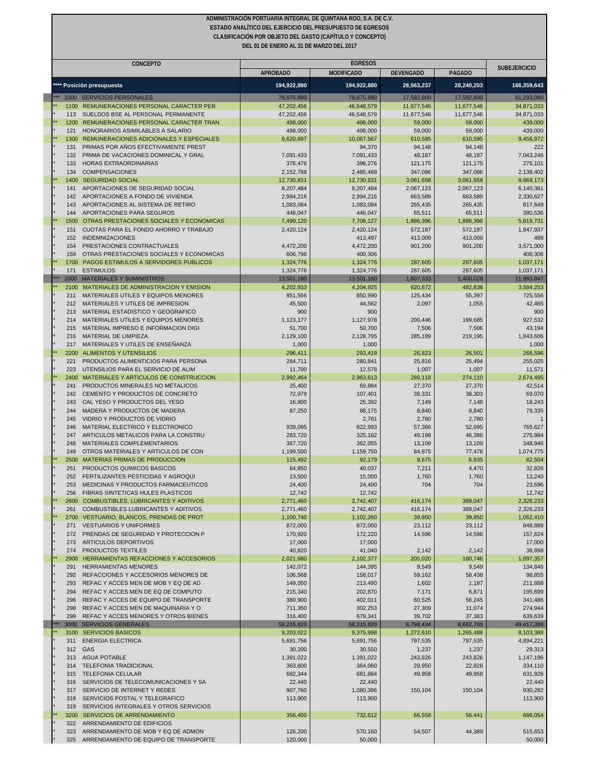**ADMINISTRACIÓN PORTUARIA INTEGRAL DE QUINTANA ROO, S.A. DE C.V.**
**ESTADO ANALÍTICO DEL EJERCICIO DEL PRESUPUESTO DE EGRESOS**
**CLASIFICACIÓN POR OBJETO DEL GASTO (CAPÍTULO Y CONCEPTO)**
**DEL 01 DE ENERO AL 31 DE MARZO DEL 2017**

| CONCEPTO | | | EGRESOS | | | | SUBEJERCICIO |
|---|---|---|---|---|---|---|---|
| | | | APROBADO | MODIFICADO | DEVENGADO | PAGADO | |
| **** | | Posición presupuesta | 194,922,880 | 194,922,880 | 28,563,237 | 28,240,203 | 166,359,643 |
| *** | 1000 | SERVICIOS PERSONALES | 78,875,880 | 78,875,880 | 17,582,800 | 17,582,800 | 61,293,080 |
| ** | 1100 | REMUNERACIONES PERSONAL CARACTER PER | 47,202,456 | 46,548,579 | 11,677,546 | 11,677,546 | 34,871,033 |
| * | 113 | SUELDOS BSE AL PERSONAL PERMANENTE | 47,202,456 | 46,548,579 | 11,677,546 | 11,677,546 | 34,871,033 |
| ** | 1200 | REMUNERACIONES PERSONAL CARACTER TRAN | 498,000 | 498,000 | 59,000 | 59,000 | 439,000 |
| * | 121 | HONORARIOS ASIMILABLES A SALARIO | 498,000 | 498,000 | 59,000 | 59,000 | 439,000 |
| ** | 1300 | REMUNERACIONES ADICIONALES Y ESPECIALES | 9,620,697 | 10,067,567 | 610,595 | 610,595 | 9,456,972 |
| * | 131 | PRIMAS POR AÑOS EFECTIVAMENTE PREST | | 94,370 | 94,148 | 94,148 | 222 |
| * | 132 | PRIMA DE VACACIONES DOMINICAL Y GRAL | 7,091,433 | 7,091,433 | 48,187 | 48,187 | 7,043,246 |
| * | 133 | HORAS EXTRAORDINARIAS | 376,476 | 396,276 | 121,175 | 121,175 | 275,101 |
| * | 134 | COMPENSACIONES | 2,152,788 | 2,485,488 | 347,086 | 347,086 | 2,138,402 |
| ** | 1400 | SEGURIDAD SOCIAL | 12,730,831 | 12,730,831 | 3,061,658 | 3,061,658 | 9,669,173 |
| * | 141 | APORTACIONES DE SEGURIDAD SOCIAL | 8,207,484 | 8,207,484 | 2,067,123 | 2,067,123 | 6,140,361 |
| * | 142 | APORTACIONES A FONDO DE VIVIENDA | 2,994,216 | 2,994,216 | 663,589 | 663,589 | 2,330,627 |
| * | 143 | APORTACIONES AL SISTEMA DE RETIRO | 1,083,084 | 1,083,084 | 265,435 | 265,435 | 817,649 |
| * | 144 | APORTACIONES PARA SEGUROS | 446,047 | 446,047 | 65,511 | 65,511 | 380,536 |
| ** | 1500 | OTRAS PRESTACIONES SOCIALES Y ECONOMICAS | 7,499,120 | 7,706,127 | 1,886,396 | 1,886,396 | 5,819,731 |
| * | 151 | CUOTAS PARA EL FONDO AHORRO Y TRABAJO | 2,420,124 | 2,420,124 | 572,187 | 572,187 | 1,847,937 |
| * | 152 | INDEMNIZACIONES | | 413,497 | 413,009 | 413,009 | 488 |
| * | 154 | PRESTACIONES CONTRACTUALES | 4,472,200 | 4,472,200 | 901,200 | 901,200 | 3,571,000 |
| * | 159 | OTRAS PRESTACIONES SOCIALES Y ECONOMICAS | 606,796 | 400,306 | | | 400,306 |
| ** | 1700 | PAGOS ESTIMULOS A SERVIDORES PUBLICOS | 1,324,776 | 1,324,776 | 287,605 | 287,605 | 1,037,171 |
| * | 171 | ESTIMULOS | 1,324,776 | 1,324,776 | 287,605 | 287,605 | 1,037,171 |
| *** | 2000 | MATERIALES Y SUMINISTROS | 13,501,180 | 13,501,180 | 1,607,333 | 1,400,028 | 11,893,847 |
| ** | 2100 | MATERIALES DE ADMINISTRACION Y EMISION | 4,202,933 | 4,204,925 | 620,672 | 482,838 | 3,584,253 |
| * | 211 | MATERIALES UTILES Y EQUIPOS MENORES | 851,556 | 850,990 | 125,434 | 55,397 | 725,556 |
| * | 212 | MATERIALES Y UTILES DE IMPRESION | 45,500 | 44,562 | 2,097 | 1,055 | 42,465 |
| * | 213 | MATERIAL ESTADISTICO Y GEOGRAFICO | 900 | 900 | | | 900 |
| * | 214 | MATERIALES UTILES Y EQUIPOS MENORES | 1,123,177 | 1,127,978 | 200,446 | 199,685 | 927,532 |
| * | 215 | MATERIAL IMPRESO E INFORMACION DIGI | 51,700 | 50,700 | 7,506 | 7,506 | 43,194 |
| * | 216 | MATERIAL DE LIMPIEZA | 2,129,100 | 2,128,795 | 285,189 | 219,195 | 1,843,606 |
| * | 217 | MATERIALES Y UTILES DE ENSEÑANZA | 1,000 | 1,000 | | | 1,000 |
| ** | 2200 | ALIMENTOS Y UTENSILIOS | 296,411 | 293,419 | 26,823 | 26,501 | 266,596 |
| * | 221 | PRODUCTOS ALIMENTICIOS PARA PERSONA | 284,711 | 280,841 | 25,816 | 25,494 | 255,025 |
| * | 223 | UTENSILIOS PARA EL SERVICIO DE ALIM | 11,700 | 12,578 | 1,007 | 1,007 | 11,571 |
| ** | 2400 | MATERIALES Y ARTICULOS DE CONSTRUCCION | 2,992,464 | 2,963,613 | 289,118 | 274,110 | 2,674,495 |
| * | 241 | PRODUCTOS MINERALES NO METALICOS | 25,400 | 69,884 | 27,370 | 27,370 | 42,514 |
| * | 242 | CEMENTO Y PRODUCTOS DE CONCRETO | 72,979 | 107,401 | 38,331 | 38,303 | 69,070 |
| * | 243 | CAL YESO Y PRODUCTOS DEL YESO | 16,800 | 25,392 | 7,149 | 7,149 | 18,243 |
| * | 244 | MADERA Y PRODUCTOS DE MADERA | 87,250 | 88,175 | 8,840 | 8,840 | 79,335 |
| * | 245 | VIDRIO Y PRODUCTOS DE VIDRIO | | 2,781 | 2,780 | 2,780 | 1 |
| * | 246 | MATERIAL ELECTRICO Y ELECTRONICO | 939,095 | 822,993 | 57,366 | 52,695 | 765,627 |
| * | 247 | ARTICULOS METALICOS PARA LA CONSTRU | 283,720 | 325,182 | 49,198 | 46,386 | 275,984 |
| * | 248 | MATERIALES COMPLEMENTARIOS | 367,720 | 362,055 | 13,109 | 13,109 | 348,946 |
| * | 249 | OTROS MATERIALES Y ARTICULOS DE CON | 1,199,500 | 1,159,750 | 84,975 | 77,478 | 1,074,775 |
| ** | 2500 | MATERIAS PRIMAS DE PRODUCCION | 115,492 | 92,179 | 9,675 | 6,935 | 82,504 |
| * | 251 | PRODUCTOS QUIMICOS BASICOS | 64,850 | 40,037 | 7,211 | 4,470 | 32,826 |
| * | 252 | FERTILIZANTES PESTICIDAS Y AGROQUI | 13,500 | 15,000 | 1,760 | 1,760 | 13,240 |
| * | 253 | MEDICINAS Y PRODUCTOS FARMACEUTICOS | 24,400 | 24,400 | 704 | 704 | 23,696 |
| * | 256 | FIBRAS SINTETICAS HULES PLASTICOS | 12,742 | 12,742 | | | 12,742 |
| ** | 2600 | COMBUSTIBLES, LUBRICANTES Y ADITIVOS | 2,771,460 | 2,742,407 | 416,174 | 389,047 | 2,326,233 |
| * | 261 | COMBUSTIBLES LUBRICANTES Y ADITIVOS | 2,771,460 | 2,742,407 | 416,174 | 389,047 | 2,326,233 |
| ** | 2700 | VESTUARIO, BLANCOS, PRENDAS DE PROT | 1,100,740 | 1,102,260 | 39,850 | 39,850 | 1,062,410 |
| * | 271 | VESTUARIOS Y UNIFORMES | 872,000 | 872,000 | 23,112 | 23,112 | 848,888 |
| * | 272 | PRENDAS DE SEGURIDAD Y PROTECCION P | 170,920 | 172,220 | 14,596 | 14,596 | 157,624 |
| * | 273 | ARTICULOS DEPORTIVOS | 17,000 | 17,000 | | | 17,000 |
| * | 274 | PRODUCTOS TEXTILES | 40,820 | 41,040 | 2,142 | 2,142 | 38,898 |
| ** | 2900 | HERRAMIENTAS REFACCIONES Y ACCESORIOS | 2,021,680 | 2,102,377 | 205,020 | 180,746 | 1,897,357 |
| * | 291 | HERRAMIENTAS MENORES | 142,072 | 144,395 | 9,549 | 9,549 | 134,846 |
| * | 292 | REFACCIONES Y ACCESORIOS MENORES DE | 106,568 | 158,017 | 59,162 | 58,438 | 98,855 |
| * | 293 | REFAC Y ACCES MEN DE MOB Y EQ DE AD | 149,050 | 213,490 | 1,602 | 1,187 | 211,888 |
| * | 294 | REFAC Y ACCES MEN DE EQ DE COMPUTO | 215,340 | 202,870 | 7,171 | 6,871 | 195,699 |
| * | 296 | REFAC Y ACCES DE EQUIPO DE TRANSPORTE | 380,900 | 402,011 | 60,525 | 56,245 | 341,486 |
| * | 298 | REFAC Y ACCES MEN DE MAQUINARIA Y O | 711,350 | 302,253 | 27,309 | 11,074 | 274,944 |
| * | 299 | REFAC Y ACCES MENORES Y OTROS BIENES | 316,400 | 679,341 | 39,702 | 37,383 | 639,639 |
| *** | 3000 | SERVICIOS GENERALES | 58,215,820 | 58,215,820 | 8,798,434 | 8,682,705 | 49,417,386 |
| ** | 3100 | SERVICIOS BASICOS | 9,203,022 | 9,375,998 | 1,272,610 | 1,265,488 | 8,103,388 |
| * | 311 | ENERGIA ELECTRICA | 5,691,756 | 5,691,756 | 797,535 | 797,535 | 4,894,221 |
| * | 312 | GAS | 30,200 | 30,550 | 1,237 | 1,237 | 29,313 |
| * | 313 | AGUA POTABLE | 1,391,022 | 1,391,022 | 243,826 | 243,826 | 1,147,196 |
| * | 314 | TELEFONIA TRADICIONAL | 363,600 | 364,060 | 29,950 | 22,828 | 334,110 |
| * | 315 | TELEFONIA CELULAR | 682,344 | 681,884 | 49,958 | 49,958 | 631,926 |
| * | 316 | SERVICIOS DE TELECOMUNICACIONES Y SA | 22,440 | 22,440 | | | 22,440 |
| * | 317 | SERVICIO DE INTERNET Y REDES | 907,760 | 1,080,386 | 150,104 | 150,104 | 930,282 |
| * | 318 | SERVICIOS POSTAL Y TELEGRAFICO | 113,900 | 113,900 | | | 113,900 |
| * | 319 | SERVICIOS INTEGRALES Y OTROS SERVICIOS | | | | | |
| ** | 3200 | SERVICIOS DE ARRENDAMIENTO | 356,400 | 732,612 | 66,558 | 56,441 | 666,054 |
| * | 322 | ARRENDAMIENTO DE EDIFICIOS | | | | | |
| * | 323 | ARRENDAMIENTO DE MOB Y EQ DE ADMON | 126,200 | 570,160 | 54,507 | 44,389 | 515,653 |
| * | 325 | ARRENDAMIENTO DE EQUIPO DE TRANSPORTE | 120,000 | 50,000 | | | 50,000 |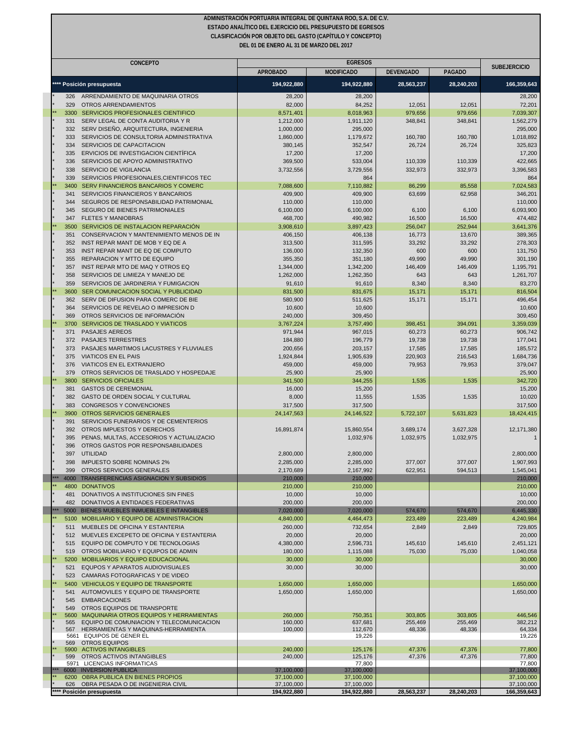**ADMINISTRACIÓN PORTUARIA INTEGRAL DE QUINTANA ROO, S.A. DE C.V.**
**ESTADO ANALÍTICO DEL EJERCICIO DEL PRESUPUESTO DE EGRESOS**
**CLASIFICACIÓN POR OBJETO DEL GASTO (CAPÍTULO Y CONCEPTO)**
**DEL 01 DE ENERO AL 31 DE MARZO DEL 2017**

| | | CONCEPTO | EGRESOS | | | | SUBEJERCICIO |
|---|---|---|---|---|---|---|---|
| | | | APROBADO | MODIFICADO | DEVENGADO | PAGADO | |
| **** | | Posición presupuesta | 194,922,880 | 194,922,880 | 28,563,237 | 28,240,203 | 166,359,643 |
| * | 326 | ARRENDAMIENTO DE MAQUINARIA OTROS | 28,200 | 28,200 | | | 28,200 |
| * | 329 | OTROS ARRENDAMIENTOS | 82,000 | 84,252 | 12,051 | 12,051 | 72,201 |
| ** | 3300 | SERVICIOS PROFESIONALES CIENTIFICO | 8,571,401 | 8,018,963 | 979,656 | 979,656 | 7,039,307 |
| * | 331 | SERV LEGAL DE CONTA AUDITORIA Y R | 1,212,000 | 1,911,120 | 348,841 | 348,841 | 1,562,279 |
| * | 332 | SERV DISEÑO, ARQUITECTURA, INGENIERIA | 1,000,000 | 295,000 | | | 295,000 |
| * | 333 | SERVICIOS DE CONSULTORIA ADMINISTRATIVA | 1,860,000 | 1,179,672 | 160,780 | 160,780 | 1,018,892 |
| * | 334 | SERVICIOS DE CAPACITACION | 380,145 | 352,547 | 26,724 | 26,724 | 325,823 |
| * | 335 | ERVICIOS DE INVESTIGACION CIENTÍFICA | 17,200 | 17,200 | | | 17,200 |
| * | 336 | SERVICIOS DE APOYO ADMINISTRATIVO | 369,500 | 533,004 | 110,339 | 110,339 | 422,665 |
| * | 338 | SERVICIO DE VIGILANCIA | 3,732,556 | 3,729,556 | 332,973 | 332,973 | 3,396,583 |
| * | 339 | SERVICIOS PROFESIONALES,CIENTIFICOS TEC | | 864 | | | 864 |
| ** | 3400 | SERV FINANCIEROS BANCARIOS Y COMERC | 7,088,600 | 7,110,882 | 86,299 | 85,558 | 7,024,583 |
| * | 341 | SERVICIOS FINANCIEROS Y BANCARIOS | 409,900 | 409,900 | 63,699 | 62,958 | 346,201 |
| * | 344 | SEGUROS DE RESPONSABILIDAD PATRIMONIAL | 110,000 | 110,000 | | | 110,000 |
| * | 345 | SEGURO DE BIENES PATRIMONIALES | 6,100,000 | 6,100,000 | 6,100 | 6,100 | 6,093,900 |
| * | 347 | FLETES Y MANIOBRAS | 468,700 | 490,982 | 16,500 | 16,500 | 474,482 |
| ** | 3500 | SERVICIOS DE INSTALACION REPARACIÓN | 3,908,610 | 3,897,423 | 256,047 | 252,944 | 3,641,376 |
| * | 351 | CONSERVACION Y MANTENIMIENTO MENOS DE IN | 406,150 | 406,138 | 16,773 | 13,670 | 389,365 |
| * | 352 | INST REPAR MANT DE MOB Y EQ DE A | 313,500 | 311,595 | 33,292 | 33,292 | 278,303 |
| * | 353 | INST REPAR MANT DE EQ DE COMPUTO | 136,000 | 132,350 | 600 | 600 | 131,750 |
| * | 355 | REPARACION Y MTTO DE EQUIPO | 355,350 | 351,180 | 49,990 | 49,990 | 301,190 |
| * | 357 | INST REPAR MTO DE MAQ Y OTROS EQ | 1,344,000 | 1,342,200 | 146,409 | 146,409 | 1,195,791 |
| * | 358 | SERVICIOS DE LIMIEZA Y MANEJO DE | 1,262,000 | 1,262,350 | 643 | 643 | 1,261,707 |
| * | 359 | SERVICIOS DE JARDINERIA Y FUMIGACION | 91,610 | 91,610 | 8,340 | 8,340 | 83,270 |
| ** | 3600 | SER COMUNICACION SOCIAL Y PUBLICIDAD | 831,500 | 831,675 | 15,171 | 15,171 | 816,504 |
| * | 362 | SERV DE DIFUSION PARA COMERC DE BIE | 580,900 | 511,625 | 15,171 | 15,171 | 496,454 |
| * | 364 | SERVICIOS DE REVELAO O IMPRESION D | 10,600 | 10,600 | | | 10,600 |
| * | 369 | OTROS SERVICIOS DE INFORMACIÓN | 240,000 | 309,450 | | | 309,450 |
| ** | 3700 | SERVICIOS DE TRASLADO Y VIATICOS | 3,767,224 | 3,757,490 | 398,451 | 394,091 | 3,359,039 |
| * | 371 | PASAJES AEREOS | 971,944 | 967,015 | 60,273 | 60,273 | 906,742 |
| * | 372 | PASAJES TERRESTRES | 184,880 | 196,779 | 19,738 | 19,738 | 177,041 |
| * | 373 | PASAJES MARITIMOS LACUSTRES Y FLUVIALES | 200,656 | 203,157 | 17,585 | 17,585 | 185,572 |
| * | 375 | VIATICOS EN EL PAIS | 1,924,844 | 1,905,639 | 220,903 | 216,543 | 1,684,736 |
| * | 376 | VIATICOS EN EL EXTRANJERO | 459,000 | 459,000 | 79,953 | 79,953 | 379,047 |
| * | 379 | OTROS SERVICIOS DE TRASLADO Y HOSPEDAJE | 25,900 | 25,900 | | | 25,900 |
| ** | 3800 | SERVICIOS OFICIALES | 341,500 | 344,255 | 1,535 | 1,535 | 342,720 |
| * | 381 | GASTOS DE CEREMONIAL | 16,000 | 15,200 | | | 15,200 |
| * | 382 | GASTO DE ORDEN SOCIAL Y CULTURAL | 8,000 | 11,555 | 1,535 | 1,535 | 10,020 |
| * | 383 | CONGRESOS Y CONVENCIONES | 317,500 | 317,500 | | | 317,500 |
| ** | 3900 | OTROS SERVICIOS GENERALES | 24,147,563 | 24,146,522 | 5,722,107 | 5,631,823 | 18,424,415 |
| * | 391 | SERVICIOS FUNERARIOS Y DE CEMENTERIOS | | | | | |
| * | 392 | OTROS IMPUESTOS Y DERECHOS | 16,891,874 | 15,860,554 | 3,689,174 | 3,627,328 | 12,171,380 |
| * | 395 | PENAS, MULTAS, ACCESORIOS Y ACTUALIZACIO | | 1,032,976 | 1,032,975 | 1,032,975 | 1 |
| * | 396 | OTROS GASTOS POR RESPONSABILIDADES | | | | | |
| * | 397 | UTILIDAD | 2,800,000 | 2,800,000 | | | 2,800,000 |
| * | 398 | IMPUESTO SOBRE NOMINAS 2% | 2,285,000 | 2,285,000 | 377,007 | 377,007 | 1,907,993 |
| * | 399 | OTROS SERVICIOS GENERALES | 2,170,689 | 2,167,992 | 622,951 | 594,513 | 1,545,041 |
| *** | 4000 | TRANSFERENCIAS ASIGNACION Y SUBSIDIOS | 210,000 | 210,000 | | | 210,000 |
| ** | 4800 | DONATIVOS | 210,000 | 210,000 | | | 210,000 |
| * | 481 | DONATIVOS A INSTITUCIONES SIN FINES | 10,000 | 10,000 | | | 10,000 |
| * | 482 | DONATIVOS A ENTIDADES FEDERATIVAS | 200,000 | 200,000 | | | 200,000 |
| *** | 5000 | BIENES MUEBLES INMUEBLES E INTANGIBLES | 7,020,000 | 7,020,000 | 574,670 | 574,670 | 6,445,330 |
| ** | 5100 | MOBILIARIO Y EQUIPO DE ADMINISTRACION | 4,840,000 | 4,464,473 | 223,489 | 223,489 | 4,240,984 |
| * | 511 | MUEBLES DE OFICINA Y ESTANTERIA | 260,000 | 732,654 | 2,849 | 2,849 | 729,805 |
| * | 512 | MUEVLES EXCEPETO DE OFICINA Y ESTANTERIA | 20,000 | 20,000 | | | 20,000 |
| * | 515 | EQUIPO DE COMPUTO Y DE TECNOLOGIAS | 4,380,000 | 2,596,731 | 145,610 | 145,610 | 2,451,121 |
| * | 519 | OTROS MOBILIARIO Y EQUIPOS DE ADMIN | 180,000 | 1,115,088 | 75,030 | 75,030 | 1,040,058 |
| ** | 5200 | MOBILIARIOS Y EQUIPO EDUCACIONAL | 30,000 | 30,000 | | | 30,000 |
| * | 521 | EQUPOS Y APARATOS AUDIOVISUALES | 30,000 | 30,000 | | | 30,000 |
| * | 523 | CAMARAS FOTOGRAFICAS Y DE VIDEO | | | | | |
| ** | 5400 | VEHICULOS Y EQUIPO DE TRANSPORTE | 1,650,000 | 1,650,000 | | | 1,650,000 |
| * | 541 | AUTOMOVILES Y EQUIPO DE TRANSPORTE | 1,650,000 | 1,650,000 | | | 1,650,000 |
| * | 545 | EMBARCACIONES | | | | | |
| * | 549 | OTROS EQUIPOS DE TRANSPORTE | | | | | |
| ** | 5600 | MAQUINARIA OTROS EQUIPOS Y HERRAMIENTAS | 260,000 | 750,351 | 303,805 | 303,805 | 446,546 |
| * | 565 | EQUIPO DE COMUNIACION Y TELECOMUNICACION | 160,000 | 637,681 | 255,469 | 255,469 | 382,212 |
| * | 567 | HERRAMIENTAS Y MAQUINAS-HERRAMIENTA | 100,000 | 112,670 | 48,336 | 48,336 | 64,334 |
| | 5661 | EQUIPOS DE GENER EL | | 19,226 | | | 19,226 |
| * | 569 | OTROS EQUIPOS | | | | | |
| ** | 5900 | ACTIVOS INTANGIBLES | 240,000 | 125,176 | 47,376 | 47,376 | 77,800 |
| * | 599 | OTROS ACTIVOS INTANGIBLES | 240,000 | 125,176 | 47,376 | 47,376 | 77,800 |
| | 5971 | LICENCIAS INFORMATICAS | | 77,800 | | | 77,800 |
| *** | 6000 | INVERSION PUBLICA | 37,100,000 | 37,100,000 | | | 37,100,000 |
| ** | 6200 | OBRA PUBLICA EN BIENES PROPIOS | 37,100,000 | 37,100,000 | | | 37,100,000 |
| * | 626 | OBRA PESADA O DE INGENIERIA CIVIL | 37,100,000 | 37,100,000 | | | 37,100,000 |
| **** | | Posición presupuesta | 194,922,880 | 194,922,880 | 28,563,237 | 28,240,203 | 166,359,643 |